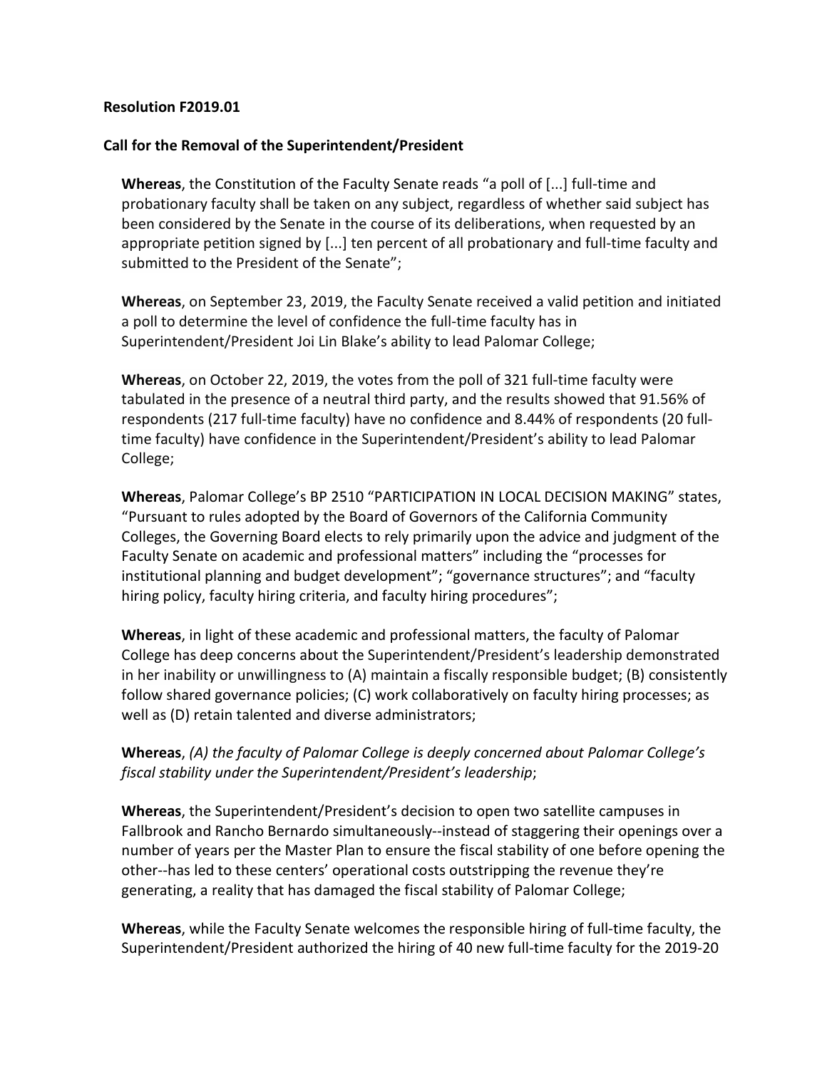**Resolution F2019.01**

**Call for the Removal of the Superintendent/President**

**Whereas**, the Constitution of the Faculty Senate reads "a poll of [...] full-time and probationary faculty shall be taken on any subject, regardless of whether said subject has been considered by the Senate in the course of its deliberations, when requested by an appropriate petition signed by [...] ten percent of all probationary and full-time faculty and submitted to the President of the Senate";

**Whereas**, on September 23, 2019, the Faculty Senate received a valid petition and initiated a poll to determine the level of confidence the full-time faculty has in Superintendent/President Joi Lin Blake's ability to lead Palomar College;

**Whereas**, on October 22, 2019, the votes from the poll of 321 full-time faculty were tabulated in the presence of a neutral third party, and the results showed that 91.56% of respondents (217 full-time faculty) have no confidence and 8.44% of respondents (20 full-time faculty) have confidence in the Superintendent/President's ability to lead Palomar College;

**Whereas**, Palomar College's BP 2510 "PARTICIPATION IN LOCAL DECISION MAKING" states, "Pursuant to rules adopted by the Board of Governors of the California Community Colleges, the Governing Board elects to rely primarily upon the advice and judgment of the Faculty Senate on academic and professional matters" including the "processes for institutional planning and budget development"; "governance structures"; and "faculty hiring policy, faculty hiring criteria, and faculty hiring procedures";

**Whereas**, in light of these academic and professional matters, the faculty of Palomar College has deep concerns about the Superintendent/President's leadership demonstrated in her inability or unwillingness to (A) maintain a fiscally responsible budget; (B) consistently follow shared governance policies; (C) work collaboratively on faculty hiring processes; as well as (D) retain talented and diverse administrators;

**Whereas**, *(A) the faculty of Palomar College is deeply concerned about Palomar College's fiscal stability under the Superintendent/President's leadership*;

**Whereas**, the Superintendent/President's decision to open two satellite campuses in Fallbrook and Rancho Bernardo simultaneously--instead of staggering their openings over a number of years per the Master Plan to ensure the fiscal stability of one before opening the other--has led to these centers' operational costs outstripping the revenue they're generating, a reality that has damaged the fiscal stability of Palomar College;

**Whereas**, while the Faculty Senate welcomes the responsible hiring of full-time faculty, the Superintendent/President authorized the hiring of 40 new full-time faculty for the 2019-20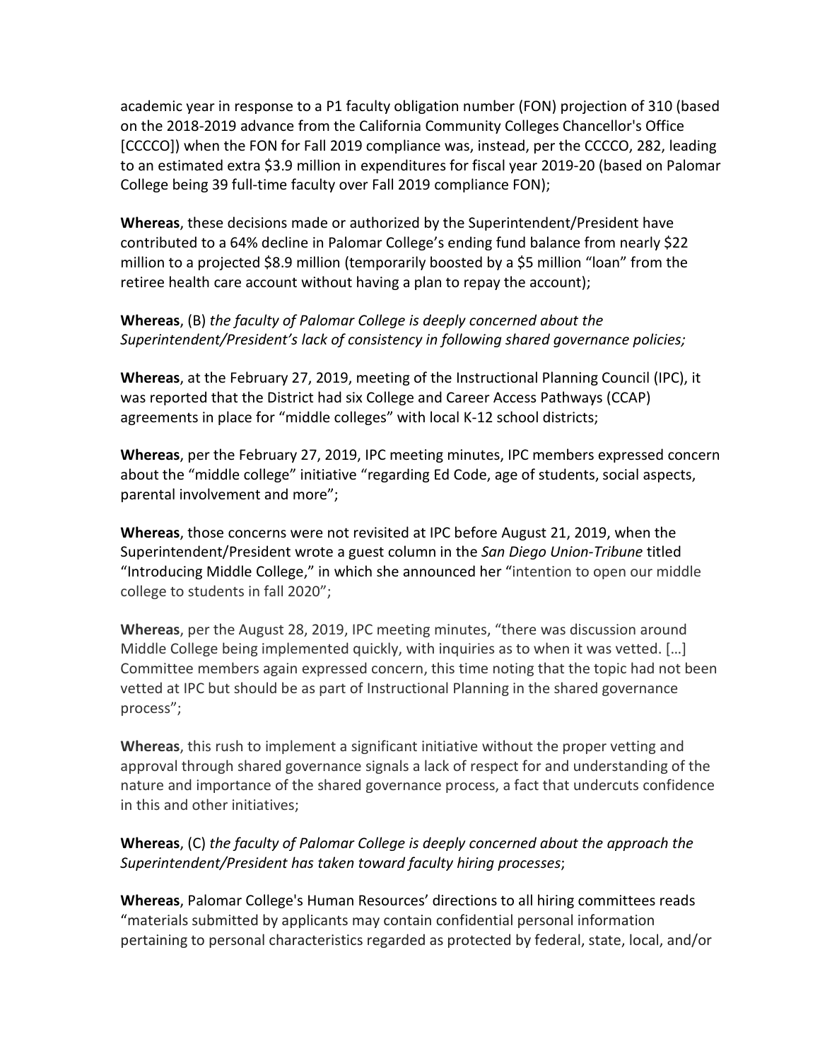academic year in response to a P1 faculty obligation number (FON) projection of 310 (based on the 2018-2019 advance from the California Community Colleges Chancellor's Office [CCCCO]) when the FON for Fall 2019 compliance was, instead, per the CCCCO, 282, leading to an estimated extra $3.9 million in expenditures for fiscal year 2019-20 (based on Palomar College being 39 full-time faculty over Fall 2019 compliance FON);

**Whereas**, these decisions made or authorized by the Superintendent/President have contributed to a 64% decline in Palomar College's ending fund balance from nearly $22 million to a projected $8.9 million (temporarily boosted by a $5 million "loan" from the retiree health care account without having a plan to repay the account);

**Whereas**, (B) *the faculty of Palomar College is deeply concerned about the Superintendent/President's lack of consistency in following shared governance policies;*

**Whereas**, at the February 27, 2019, meeting of the Instructional Planning Council (IPC), it was reported that the District had six College and Career Access Pathways (CCAP) agreements in place for "middle colleges" with local K-12 school districts;

**Whereas**, per the February 27, 2019, IPC meeting minutes, IPC members expressed concern about the "middle college" initiative "regarding Ed Code, age of students, social aspects, parental involvement and more";

**Whereas**, those concerns were not revisited at IPC before August 21, 2019, when the Superintendent/President wrote a guest column in the *San Diego Union-Tribune* titled "Introducing Middle College," in which she announced her "intention to open our middle college to students in fall 2020";

**Whereas**, per the August 28, 2019, IPC meeting minutes, "there was discussion around Middle College being implemented quickly, with inquiries as to when it was vetted. […] Committee members again expressed concern, this time noting that the topic had not been vetted at IPC but should be as part of Instructional Planning in the shared governance process";

**Whereas**, this rush to implement a significant initiative without the proper vetting and approval through shared governance signals a lack of respect for and understanding of the nature and importance of the shared governance process, a fact that undercuts confidence in this and other initiatives;

**Whereas**, (C) *the faculty of Palomar College is deeply concerned about the approach the Superintendent/President has taken toward faculty hiring processes*;

**Whereas**, Palomar College's Human Resources' directions to all hiring committees reads "materials submitted by applicants may contain confidential personal information pertaining to personal characteristics regarded as protected by federal, state, local, and/or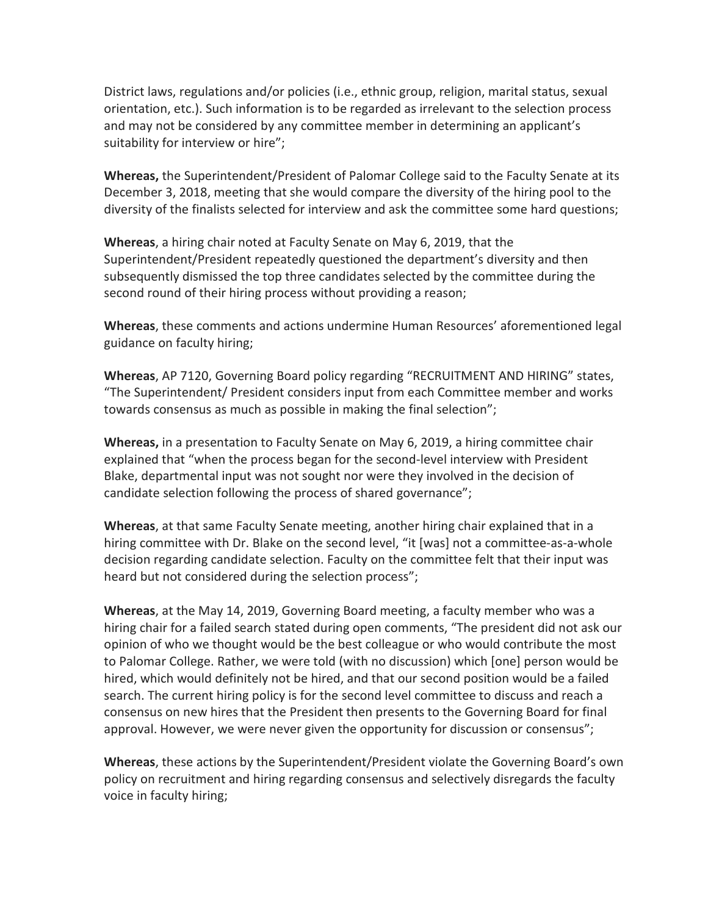District laws, regulations and/or policies (i.e., ethnic group, religion, marital status, sexual orientation, etc.). Such information is to be regarded as irrelevant to the selection process and may not be considered by any committee member in determining an applicant's suitability for interview or hire";

**Whereas,** the Superintendent/President of Palomar College said to the Faculty Senate at its December 3, 2018, meeting that she would compare the diversity of the hiring pool to the diversity of the finalists selected for interview and ask the committee some hard questions;

**Whereas**, a hiring chair noted at Faculty Senate on May 6, 2019, that the Superintendent/President repeatedly questioned the department's diversity and then subsequently dismissed the top three candidates selected by the committee during the second round of their hiring process without providing a reason;

**Whereas**, these comments and actions undermine Human Resources' aforementioned legal guidance on faculty hiring;

**Whereas**, AP 7120, Governing Board policy regarding "RECRUITMENT AND HIRING" states, "The Superintendent/ President considers input from each Committee member and works towards consensus as much as possible in making the final selection";

**Whereas,** in a presentation to Faculty Senate on May 6, 2019, a hiring committee chair explained that "when the process began for the second-level interview with President Blake, departmental input was not sought nor were they involved in the decision of candidate selection following the process of shared governance";

**Whereas**, at that same Faculty Senate meeting, another hiring chair explained that in a hiring committee with Dr. Blake on the second level, "it [was] not a committee-as-a-whole decision regarding candidate selection. Faculty on the committee felt that their input was heard but not considered during the selection process";

**Whereas**, at the May 14, 2019, Governing Board meeting, a faculty member who was a hiring chair for a failed search stated during open comments, "The president did not ask our opinion of who we thought would be the best colleague or who would contribute the most to Palomar College. Rather, we were told (with no discussion) which [one] person would be hired, which would definitely not be hired, and that our second position would be a failed search. The current hiring policy is for the second level committee to discuss and reach a consensus on new hires that the President then presents to the Governing Board for final approval. However, we were never given the opportunity for discussion or consensus";

**Whereas**, these actions by the Superintendent/President violate the Governing Board's own policy on recruitment and hiring regarding consensus and selectively disregards the faculty voice in faculty hiring;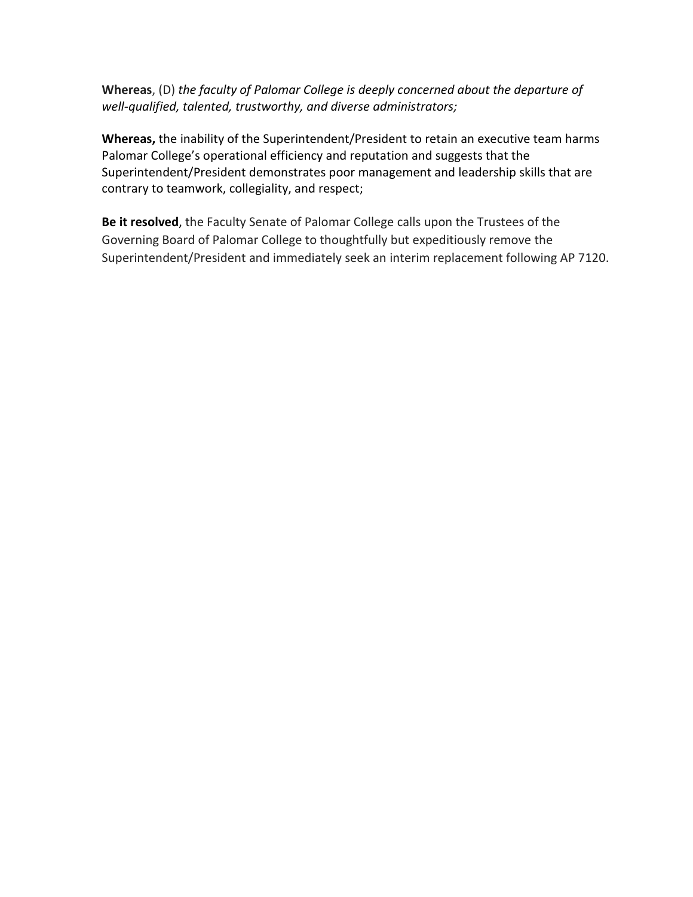**Whereas**, (D) *the faculty of Palomar College is deeply concerned about the departure of well-qualified, talented, trustworthy, and diverse administrators;*

**Whereas,** the inability of the Superintendent/President to retain an executive team harms Palomar College's operational efficiency and reputation and suggests that the Superintendent/President demonstrates poor management and leadership skills that are contrary to teamwork, collegiality, and respect;

**Be it resolved**, the Faculty Senate of Palomar College calls upon the Trustees of the Governing Board of Palomar College to thoughtfully but expeditiously remove the Superintendent/President and immediately seek an interim replacement following AP 7120.